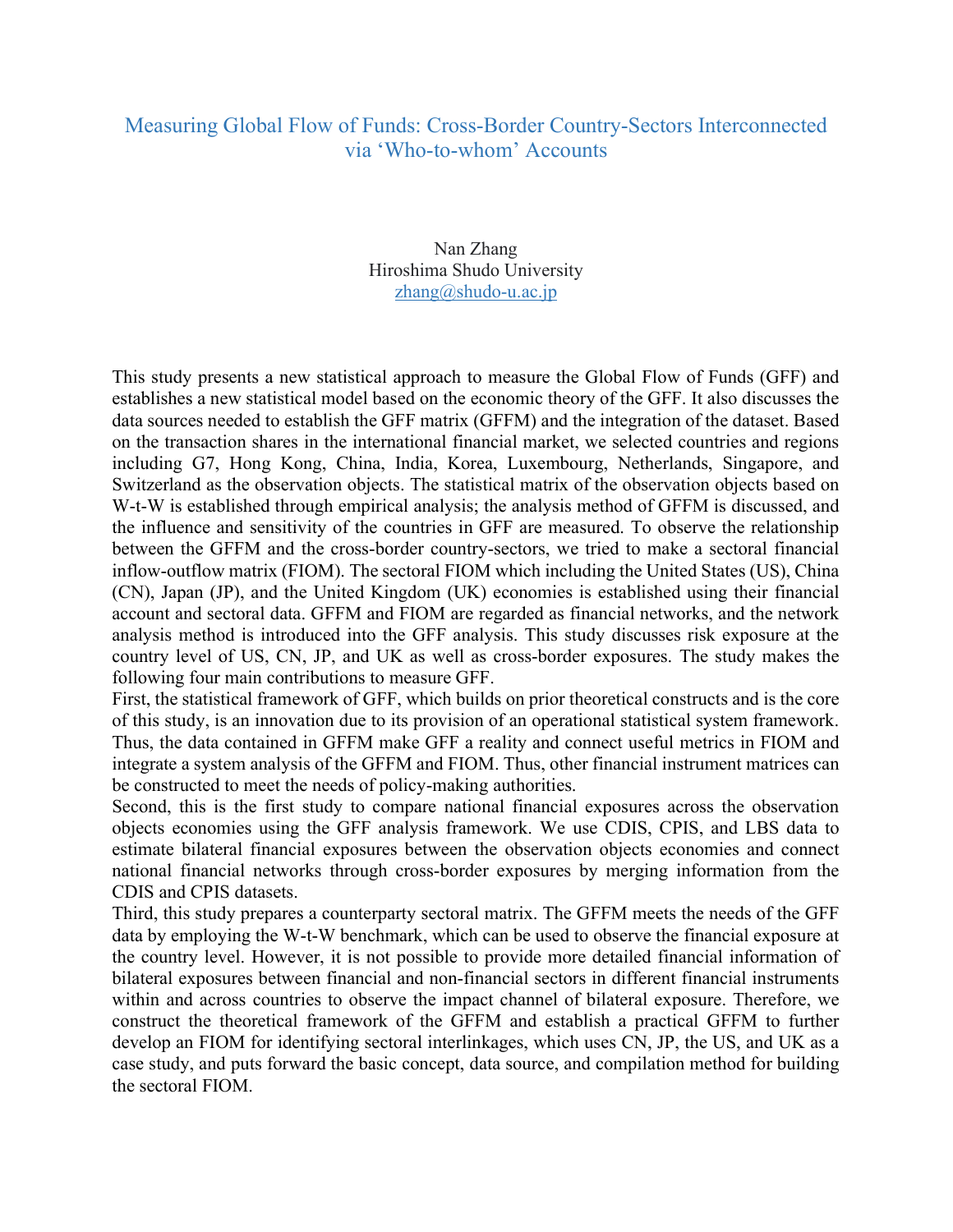# Measuring Global Flow of Funds: Cross-Border Country-Sectors Interconnected via 'Who-to-whom' Accounts

Nan Zhang
Hiroshima Shudo University
zhang@shudo-u.ac.jp

This study presents a new statistical approach to measure the Global Flow of Funds (GFF) and establishes a new statistical model based on the economic theory of the GFF. It also discusses the data sources needed to establish the GFF matrix (GFFM) and the integration of the dataset. Based on the transaction shares in the international financial market, we selected countries and regions including G7, Hong Kong, China, India, Korea, Luxembourg, Netherlands, Singapore, and Switzerland as the observation objects. The statistical matrix of the observation objects based on W-t-W is established through empirical analysis; the analysis method of GFFM is discussed, and the influence and sensitivity of the countries in GFF are measured. To observe the relationship between the GFFM and the cross-border country-sectors, we tried to make a sectoral financial inflow-outflow matrix (FIOM). The sectoral FIOM which including the United States (US), China (CN), Japan (JP), and the United Kingdom (UK) economies is established using their financial account and sectoral data. GFFM and FIOM are regarded as financial networks, and the network analysis method is introduced into the GFF analysis. This study discusses risk exposure at the country level of US, CN, JP, and UK as well as cross-border exposures. The study makes the following four main contributions to measure GFF.

First, the statistical framework of GFF, which builds on prior theoretical constructs and is the core of this study, is an innovation due to its provision of an operational statistical system framework. Thus, the data contained in GFFM make GFF a reality and connect useful metrics in FIOM and integrate a system analysis of the GFFM and FIOM. Thus, other financial instrument matrices can be constructed to meet the needs of policy-making authorities.

Second, this is the first study to compare national financial exposures across the observation objects economies using the GFF analysis framework. We use CDIS, CPIS, and LBS data to estimate bilateral financial exposures between the observation objects economies and connect national financial networks through cross-border exposures by merging information from the CDIS and CPIS datasets.

Third, this study prepares a counterparty sectoral matrix. The GFFM meets the needs of the GFF data by employing the W-t-W benchmark, which can be used to observe the financial exposure at the country level. However, it is not possible to provide more detailed financial information of bilateral exposures between financial and non-financial sectors in different financial instruments within and across countries to observe the impact channel of bilateral exposure. Therefore, we construct the theoretical framework of the GFFM and establish a practical GFFM to further develop an FIOM for identifying sectoral interlinkages, which uses CN, JP, the US, and UK as a case study, and puts forward the basic concept, data source, and compilation method for building the sectoral FIOM.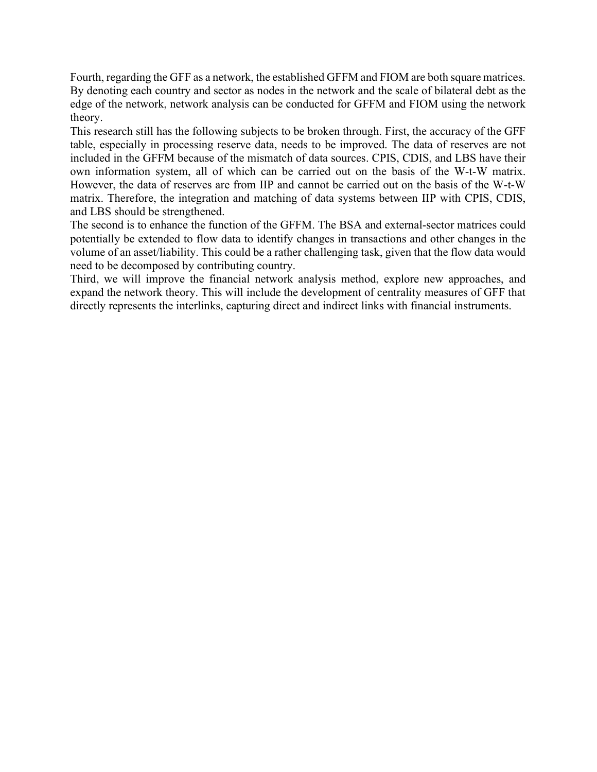Fourth, regarding the GFF as a network, the established GFFM and FIOM are both square matrices. By denoting each country and sector as nodes in the network and the scale of bilateral debt as the edge of the network, network analysis can be conducted for GFFM and FIOM using the network theory.

This research still has the following subjects to be broken through. First, the accuracy of the GFF table, especially in processing reserve data, needs to be improved. The data of reserves are not included in the GFFM because of the mismatch of data sources. CPIS, CDIS, and LBS have their own information system, all of which can be carried out on the basis of the W-t-W matrix. However, the data of reserves are from IIP and cannot be carried out on the basis of the W-t-W matrix. Therefore, the integration and matching of data systems between IIP with CPIS, CDIS, and LBS should be strengthened.

The second is to enhance the function of the GFFM. The BSA and external-sector matrices could potentially be extended to flow data to identify changes in transactions and other changes in the volume of an asset/liability. This could be a rather challenging task, given that the flow data would need to be decomposed by contributing country.

Third, we will improve the financial network analysis method, explore new approaches, and expand the network theory. This will include the development of centrality measures of GFF that directly represents the interlinks, capturing direct and indirect links with financial instruments.